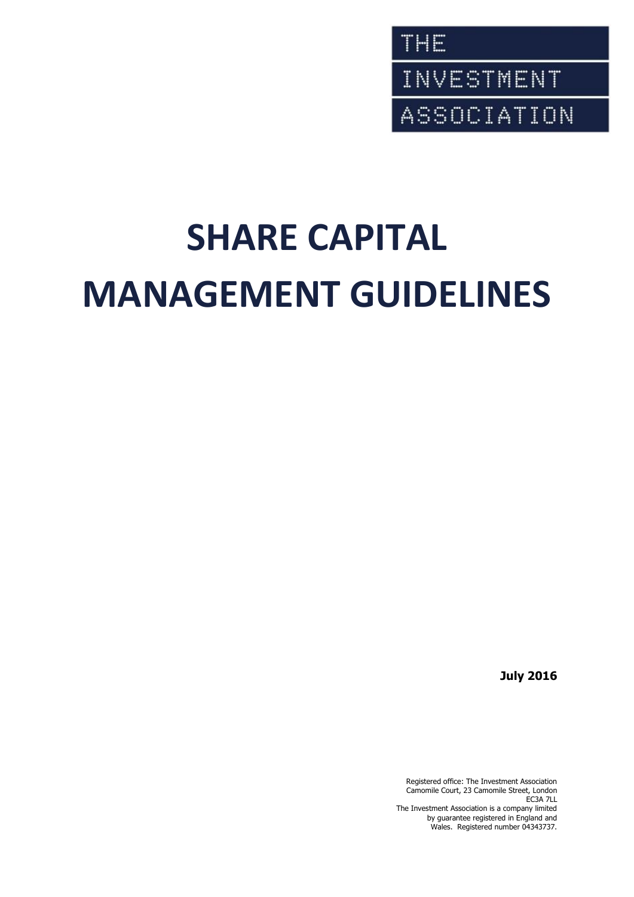THE INVESTMENT ASSOCIATION

# SHARE CAPITAL MANAGEMENT GUIDELINES

**July 2016**

Registered office: The Investment Association
Camomile Court, 23 Camomile Street, London
EC3A 7LL
The Investment Association is a company limited by guarantee registered in England and Wales. Registered number 04343737.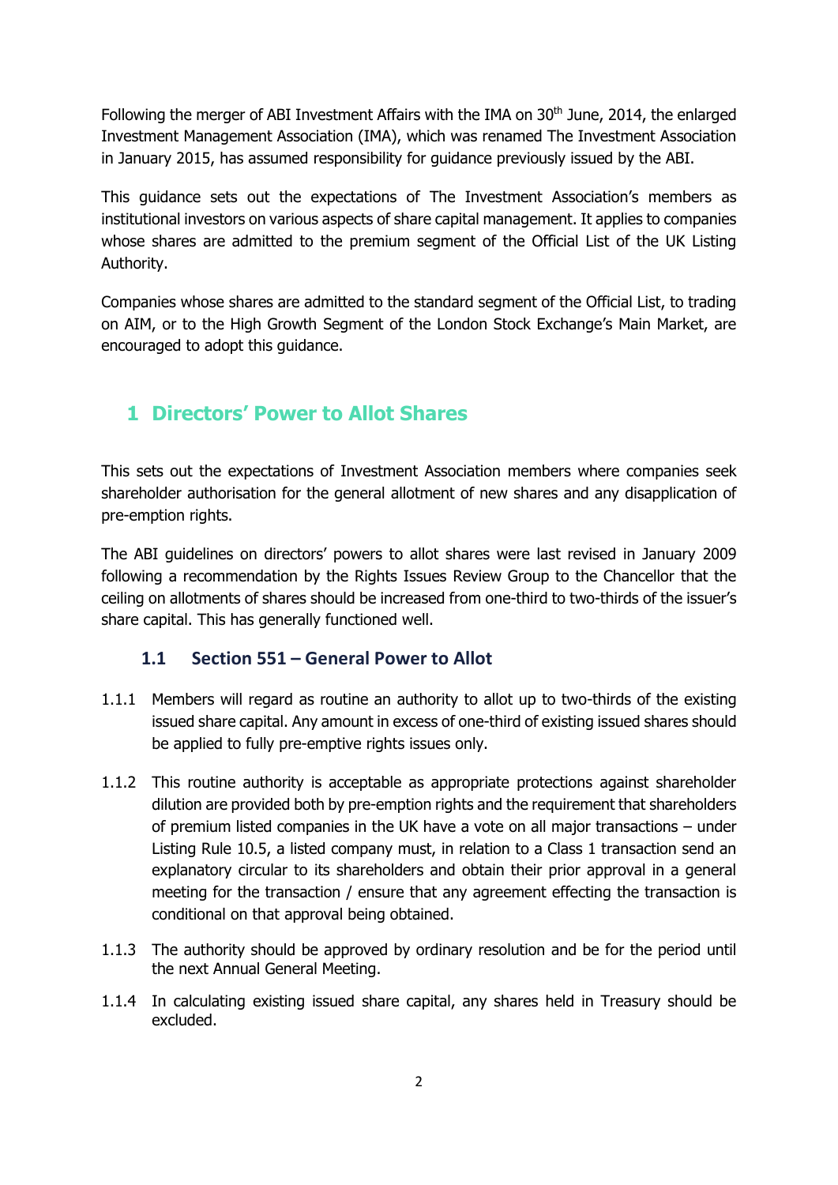Following the merger of ABI Investment Affairs with the IMA on 30th June, 2014, the enlarged Investment Management Association (IMA), which was renamed The Investment Association in January 2015, has assumed responsibility for guidance previously issued by the ABI.

This guidance sets out the expectations of The Investment Association's members as institutional investors on various aspects of share capital management. It applies to companies whose shares are admitted to the premium segment of the Official List of the UK Listing Authority.

Companies whose shares are admitted to the standard segment of the Official List, to trading on AIM, or to the High Growth Segment of the London Stock Exchange's Main Market, are encouraged to adopt this guidance.

## 1 Directors' Power to Allot Shares

This sets out the expectations of Investment Association members where companies seek shareholder authorisation for the general allotment of new shares and any disapplication of pre-emption rights.

The ABI guidelines on directors' powers to allot shares were last revised in January 2009 following a recommendation by the Rights Issues Review Group to the Chancellor that the ceiling on allotments of shares should be increased from one-third to two-thirds of the issuer's share capital. This has generally functioned well.

### 1.1 Section 551 – General Power to Allot

1.1.1 Members will regard as routine an authority to allot up to two-thirds of the existing issued share capital. Any amount in excess of one-third of existing issued shares should be applied to fully pre-emptive rights issues only.

1.1.2 This routine authority is acceptable as appropriate protections against shareholder dilution are provided both by pre-emption rights and the requirement that shareholders of premium listed companies in the UK have a vote on all major transactions – under Listing Rule 10.5, a listed company must, in relation to a Class 1 transaction send an explanatory circular to its shareholders and obtain their prior approval in a general meeting for the transaction / ensure that any agreement effecting the transaction is conditional on that approval being obtained.

1.1.3 The authority should be approved by ordinary resolution and be for the period until the next Annual General Meeting.

1.1.4 In calculating existing issued share capital, any shares held in Treasury should be excluded.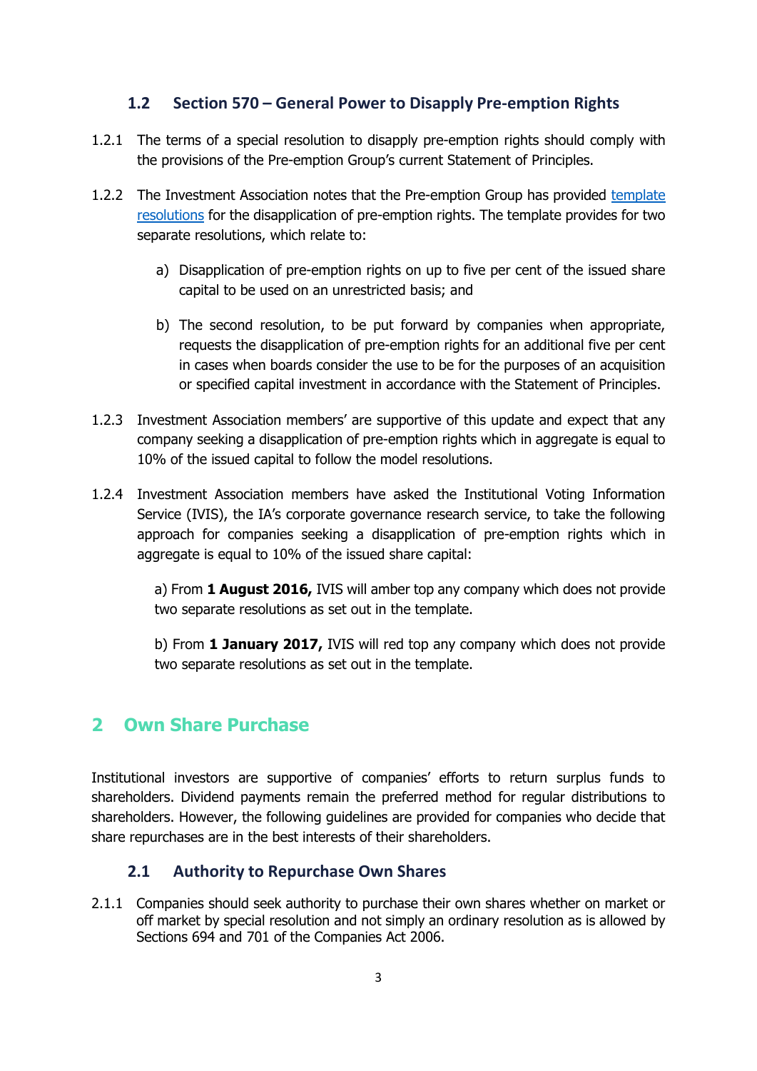### 1.2 Section 570 – General Power to Disapply Pre-emption Rights

1.2.1 The terms of a special resolution to disapply pre-emption rights should comply with the provisions of the Pre-emption Group's current Statement of Principles.

1.2.2 The Investment Association notes that the Pre-emption Group has provided template resolutions for the disapplication of pre-emption rights. The template provides for two separate resolutions, which relate to:

a) Disapplication of pre-emption rights on up to five per cent of the issued share capital to be used on an unrestricted basis; and

b) The second resolution, to be put forward by companies when appropriate, requests the disapplication of pre-emption rights for an additional five per cent in cases when boards consider the use to be for the purposes of an acquisition or specified capital investment in accordance with the Statement of Principles.

1.2.3 Investment Association members' are supportive of this update and expect that any company seeking a disapplication of pre-emption rights which in aggregate is equal to 10% of the issued capital to follow the model resolutions.

1.2.4 Investment Association members have asked the Institutional Voting Information Service (IVIS), the IA's corporate governance research service, to take the following approach for companies seeking a disapplication of pre-emption rights which in aggregate is equal to 10% of the issued share capital:

a) From **1 August 2016,** IVIS will amber top any company which does not provide two separate resolutions as set out in the template.

b) From **1 January 2017,** IVIS will red top any company which does not provide two separate resolutions as set out in the template.

## 2 Own Share Purchase

Institutional investors are supportive of companies' efforts to return surplus funds to shareholders. Dividend payments remain the preferred method for regular distributions to shareholders. However, the following guidelines are provided for companies who decide that share repurchases are in the best interests of their shareholders.

### 2.1 Authority to Repurchase Own Shares

2.1.1 Companies should seek authority to purchase their own shares whether on market or off market by special resolution and not simply an ordinary resolution as is allowed by Sections 694 and 701 of the Companies Act 2006.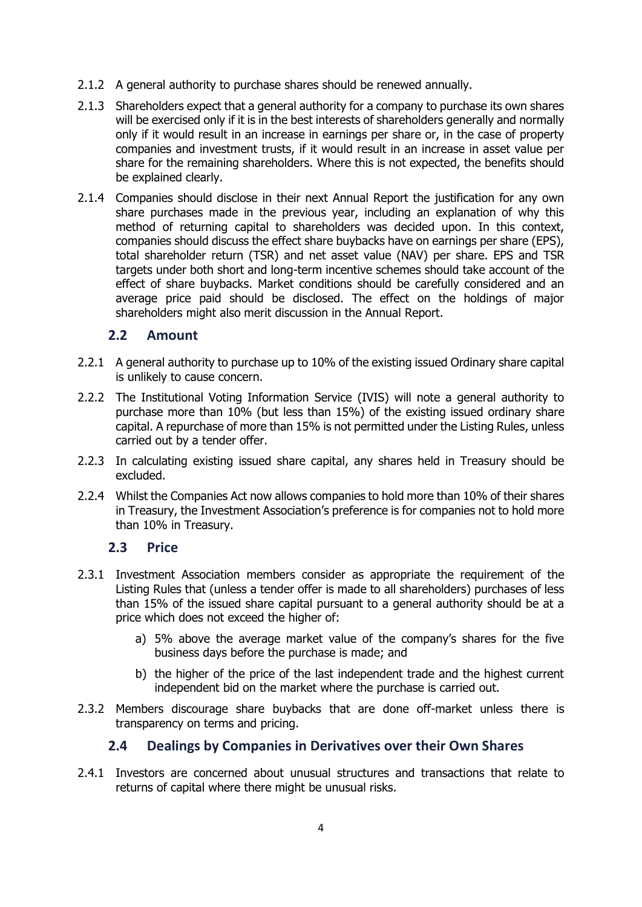2.1.2 A general authority to purchase shares should be renewed annually.

2.1.3 Shareholders expect that a general authority for a company to purchase its own shares will be exercised only if it is in the best interests of shareholders generally and normally only if it would result in an increase in earnings per share or, in the case of property companies and investment trusts, if it would result in an increase in asset value per share for the remaining shareholders. Where this is not expected, the benefits should be explained clearly.

2.1.4 Companies should disclose in their next Annual Report the justification for any own share purchases made in the previous year, including an explanation of why this method of returning capital to shareholders was decided upon. In this context, companies should discuss the effect share buybacks have on earnings per share (EPS), total shareholder return (TSR) and net asset value (NAV) per share. EPS and TSR targets under both short and long-term incentive schemes should take account of the effect of share buybacks. Market conditions should be carefully considered and an average price paid should be disclosed. The effect on the holdings of major shareholders might also merit discussion in the Annual Report.

## 2.2 Amount

2.2.1 A general authority to purchase up to 10% of the existing issued Ordinary share capital is unlikely to cause concern.

2.2.2 The Institutional Voting Information Service (IVIS) will note a general authority to purchase more than 10% (but less than 15%) of the existing issued ordinary share capital. A repurchase of more than 15% is not permitted under the Listing Rules, unless carried out by a tender offer.

2.2.3 In calculating existing issued share capital, any shares held in Treasury should be excluded.

2.2.4 Whilst the Companies Act now allows companies to hold more than 10% of their shares in Treasury, the Investment Association's preference is for companies not to hold more than 10% in Treasury.

## 2.3 Price

2.3.1 Investment Association members consider as appropriate the requirement of the Listing Rules that (unless a tender offer is made to all shareholders) purchases of less than 15% of the issued share capital pursuant to a general authority should be at a price which does not exceed the higher of:

a) 5% above the average market value of the company's shares for the five business days before the purchase is made; and

b) the higher of the price of the last independent trade and the highest current independent bid on the market where the purchase is carried out.

2.3.2 Members discourage share buybacks that are done off-market unless there is transparency on terms and pricing.

## 2.4 Dealings by Companies in Derivatives over their Own Shares

2.4.1 Investors are concerned about unusual structures and transactions that relate to returns of capital where there might be unusual risks.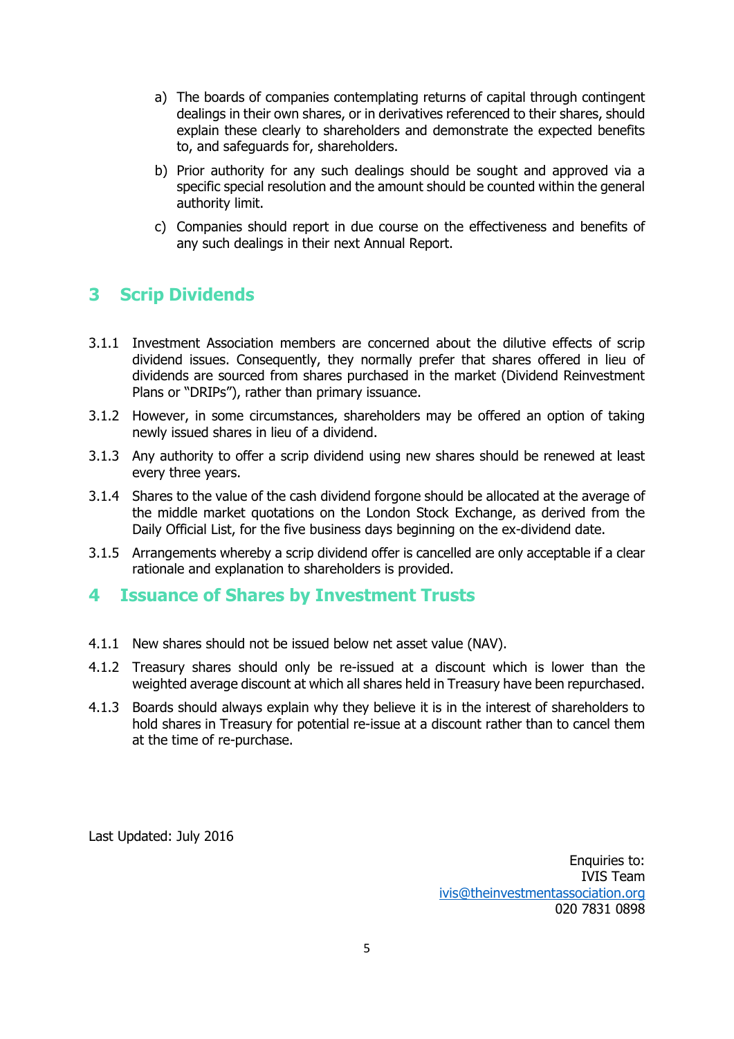a) The boards of companies contemplating returns of capital through contingent dealings in their own shares, or in derivatives referenced to their shares, should explain these clearly to shareholders and demonstrate the expected benefits to, and safeguards for, shareholders.

b) Prior authority for any such dealings should be sought and approved via a specific special resolution and the amount should be counted within the general authority limit.

c) Companies should report in due course on the effectiveness and benefits of any such dealings in their next Annual Report.

## 3 Scrip Dividends

3.1.1 Investment Association members are concerned about the dilutive effects of scrip dividend issues. Consequently, they normally prefer that shares offered in lieu of dividends are sourced from shares purchased in the market (Dividend Reinvestment Plans or "DRIPs"), rather than primary issuance.

3.1.2 However, in some circumstances, shareholders may be offered an option of taking newly issued shares in lieu of a dividend.

3.1.3 Any authority to offer a scrip dividend using new shares should be renewed at least every three years.

3.1.4 Shares to the value of the cash dividend forgone should be allocated at the average of the middle market quotations on the London Stock Exchange, as derived from the Daily Official List, for the five business days beginning on the ex-dividend date.

3.1.5 Arrangements whereby a scrip dividend offer is cancelled are only acceptable if a clear rationale and explanation to shareholders is provided.

## 4 Issuance of Shares by Investment Trusts

4.1.1 New shares should not be issued below net asset value (NAV).

4.1.2 Treasury shares should only be re-issued at a discount which is lower than the weighted average discount at which all shares held in Treasury have been repurchased.

4.1.3 Boards should always explain why they believe it is in the interest of shareholders to hold shares in Treasury for potential re-issue at a discount rather than to cancel them at the time of re-purchase.

Last Updated: July 2016

Enquiries to:
IVIS Team
ivis@theinvestmentassociation.org
020 7831 0898